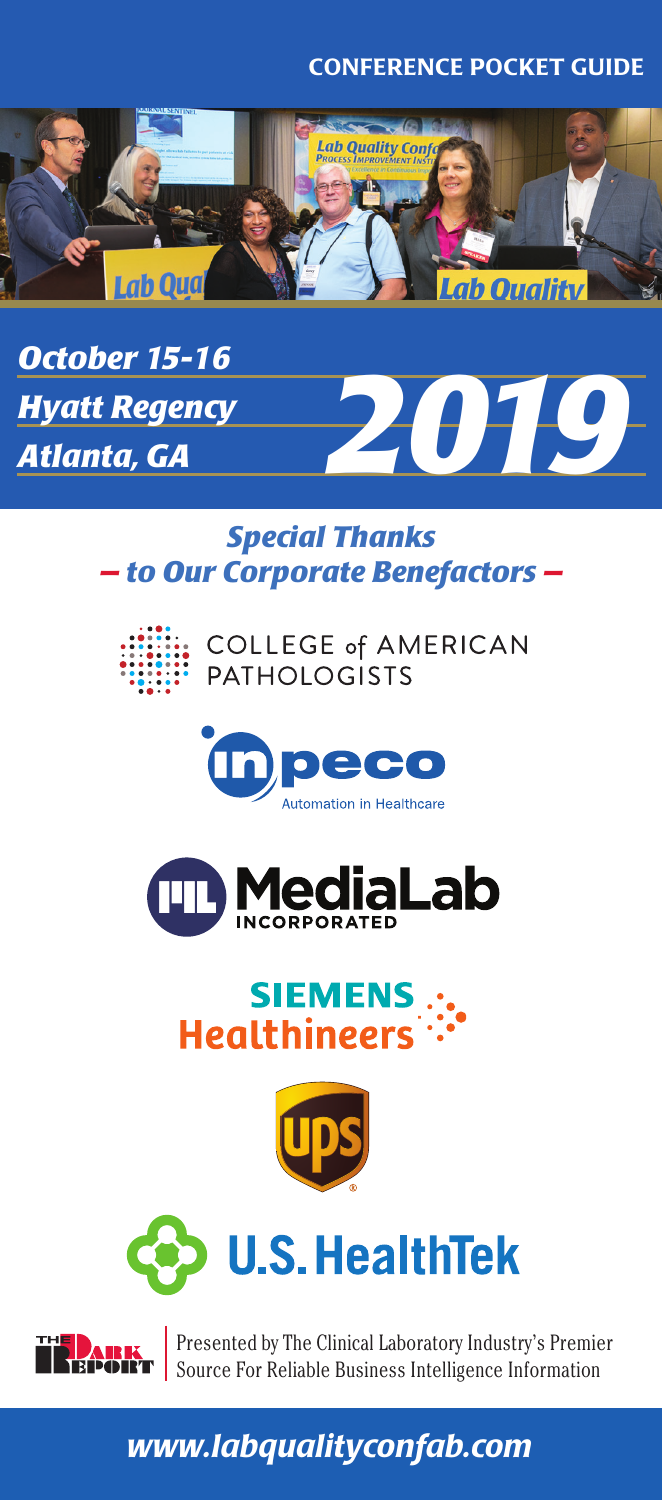# CONFERENCE POCKET GUIDE

***October 15-16***
***Hyatt Regency***
***Atlanta, GA***

***2019***

## *Special Thanks — to Our Corporate Benefactors —*

COLLEGE of AMERICAN PATHOLOGISTS

inpeco
Automation in Healthcare

MediaLab INCORPORATED

SIEMENS Healthineers

ups

U.S. HealthTek

THE DARK REPORT | Presented by The Clinical Laboratory Industry's Premier Source For Reliable Business Intelligence Information

*www.labqualityconfab.com*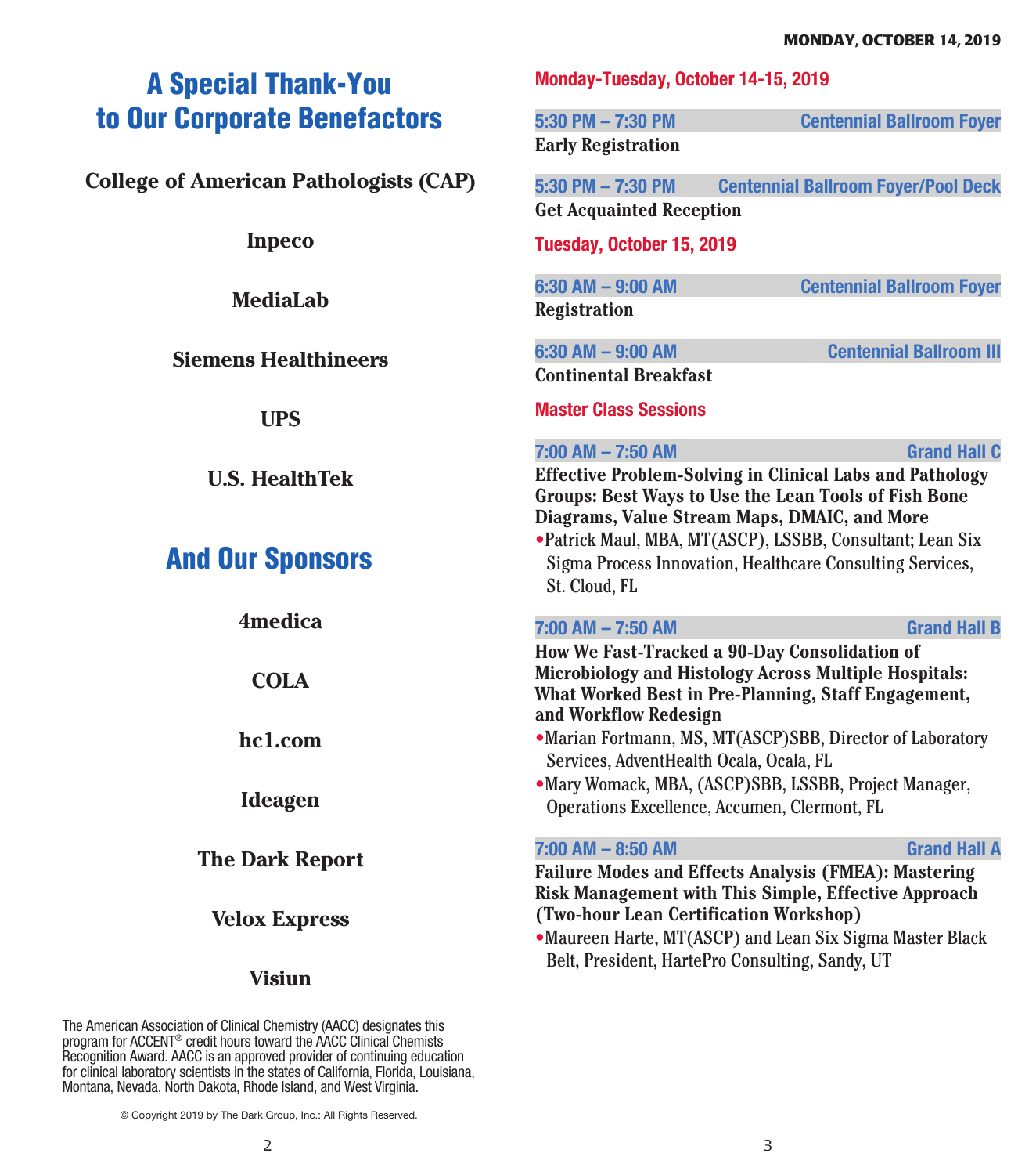# A Special Thank-You to Our Corporate Benefactors

**College of American Pathologists (CAP)**

**Inpeco**

**MediaLab**

**Siemens Healthineers**

**UPS**

**U.S. HealthTek**

# And Our Sponsors

**4medica**

**COLA**

**hc1.com**

**Ideagen**

**The Dark Report**

**Velox Express**

**Visiun**

The American Association of Clinical Chemistry (AACC) designates this program for ACCENT® credit hours toward the AACC Clinical Chemists Recognition Award. AACC is an approved provider of continuing education for clinical laboratory scientists in the states of California, Florida, Louisiana, Montana, Nevada, North Dakota, Rhode Island, and West Virginia.

© Copyright 2019 by The Dark Group, Inc.: All Rights Reserved.

## Monday-Tuesday, October 14-15, 2019

**5:30 PM – 7:30 PM** — Centennial Ballroom Foyer
**Early Registration**

**5:30 PM – 7:30 PM** — Centennial Ballroom Foyer/Pool Deck
**Get Acquainted Reception**

## Tuesday, October 15, 2019

**6:30 AM – 9:00 AM** — Centennial Ballroom Foyer
**Registration**

**6:30 AM – 9:00 AM** — Centennial Ballroom III
**Continental Breakfast**

### Master Class Sessions

**7:00 AM – 7:50 AM** — Grand Hall C
**Effective Problem-Solving in Clinical Labs and Pathology Groups: Best Ways to Use the Lean Tools of Fish Bone Diagrams, Value Stream Maps, DMAIC, and More**

- Patrick Maul, MBA, MT(ASCP), LSSBB, Consultant; Lean Six Sigma Process Innovation, Healthcare Consulting Services, St. Cloud, FL

**7:00 AM – 7:50 AM** — Grand Hall B
**How We Fast-Tracked a 90-Day Consolidation of Microbiology and Histology Across Multiple Hospitals: What Worked Best in Pre-Planning, Staff Engagement, and Workflow Redesign**

- Marian Fortmann, MS, MT(ASCP)SBB, Director of Laboratory Services, AdventHealth Ocala, Ocala, FL
- Mary Womack, MBA, (ASCP)SBB, LSSBB, Project Manager, Operations Excellence, Accumen, Clermont, FL

**7:00 AM – 8:50 AM** — Grand Hall A
**Failure Modes and Effects Analysis (FMEA): Mastering Risk Management with This Simple, Effective Approach (Two-hour Lean Certification Workshop)**

- Maureen Harte, MT(ASCP) and Lean Six Sigma Master Black Belt, President, HartePro Consulting, Sandy, UT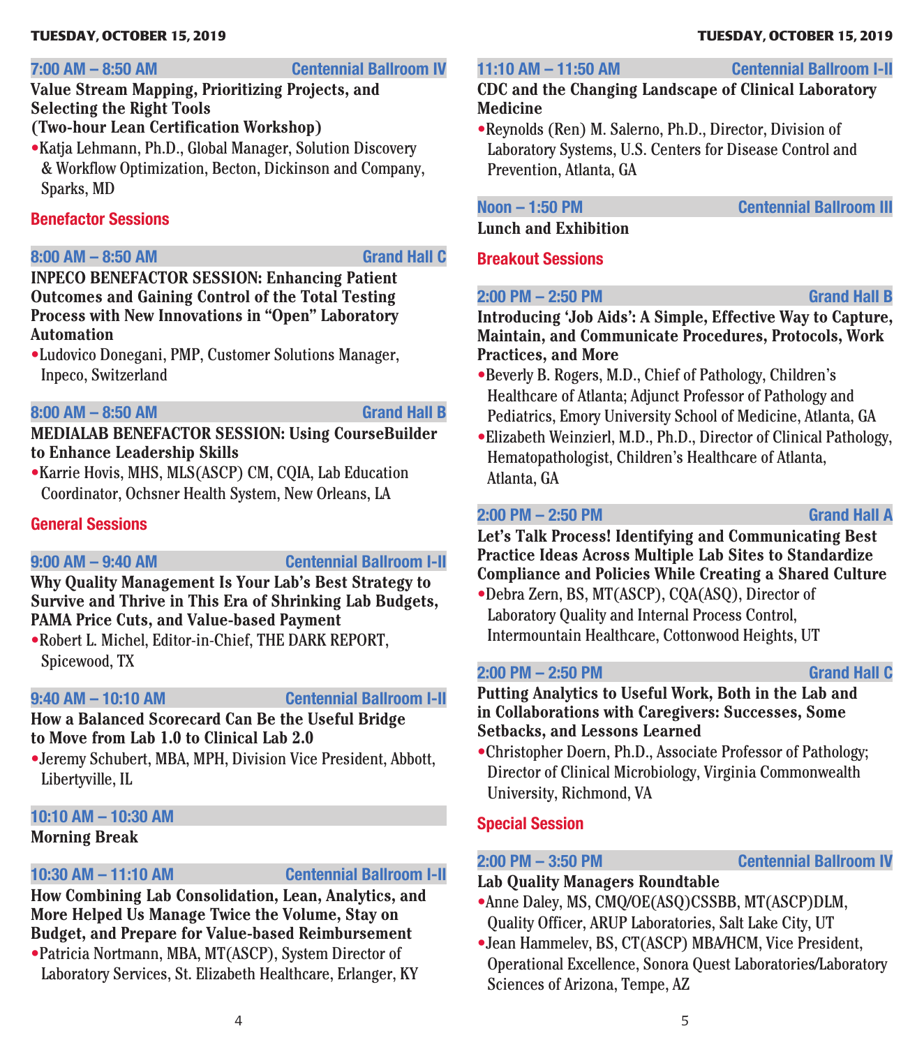## TUESDAY, OCTOBER 15, 2019

**7:00 AM – 8:50 AM** — **Centennial Ballroom IV**

**Value Stream Mapping, Prioritizing Projects, and Selecting the Right Tools (Two-hour Lean Certification Workshop)**

- Katja Lehmann, Ph.D., Global Manager, Solution Discovery & Workflow Optimization, Becton, Dickinson and Company, Sparks, MD

### Benefactor Sessions

**8:00 AM – 8:50 AM** — **Grand Hall C**

**INPECO BENEFACTOR SESSION: Enhancing Patient Outcomes and Gaining Control of the Total Testing Process with New Innovations in “Open” Laboratory Automation**

- Ludovico Donegani, PMP, Customer Solutions Manager, Inpeco, Switzerland

**8:00 AM – 8:50 AM** — **Grand Hall B**

**MEDIALAB BENEFACTOR SESSION: Using CourseBuilder to Enhance Leadership Skills**

- Karrie Hovis, MHS, MLS(ASCP) CM, CQIA, Lab Education Coordinator, Ochsner Health System, New Orleans, LA

### General Sessions

**9:00 AM – 9:40 AM** — **Centennial Ballroom I-II**

**Why Quality Management Is Your Lab’s Best Strategy to Survive and Thrive in This Era of Shrinking Lab Budgets, PAMA Price Cuts, and Value-based Payment**

- Robert L. Michel, Editor-in-Chief, THE DARK REPORT, Spicewood, TX

**9:40 AM – 10:10 AM** — **Centennial Ballroom I-II**

**How a Balanced Scorecard Can Be the Useful Bridge to Move from Lab 1.0 to Clinical Lab 2.0**

- Jeremy Schubert, MBA, MPH, Division Vice President, Abbott, Libertyville, IL

**10:10 AM – 10:30 AM**

**Morning Break**

**10:30 AM – 11:10 AM** — **Centennial Ballroom I-II**

**How Combining Lab Consolidation, Lean, Analytics, and More Helped Us Manage Twice the Volume, Stay on Budget, and Prepare for Value-based Reimbursement**

- Patricia Nortmann, MBA, MT(ASCP), System Director of Laboratory Services, St. Elizabeth Healthcare, Erlanger, KY

**11:10 AM – 11:50 AM** — **Centennial Ballroom I-II**

**CDC and the Changing Landscape of Clinical Laboratory Medicine**

- Reynolds (Ren) M. Salerno, Ph.D., Director, Division of Laboratory Systems, U.S. Centers for Disease Control and Prevention, Atlanta, GA

**Noon – 1:50 PM** — **Centennial Ballroom III**

**Lunch and Exhibition**

### Breakout Sessions

**2:00 PM – 2:50 PM** — **Grand Hall B**

**Introducing ‘Job Aids’: A Simple, Effective Way to Capture, Maintain, and Communicate Procedures, Protocols, Work Practices, and More**

- Beverly B. Rogers, M.D., Chief of Pathology, Children’s Healthcare of Atlanta; Adjunct Professor of Pathology and Pediatrics, Emory University School of Medicine, Atlanta, GA
- Elizabeth Weinzierl, M.D., Ph.D., Director of Clinical Pathology, Hematopathologist, Children’s Healthcare of Atlanta, Atlanta, GA

**2:00 PM – 2:50 PM** — **Grand Hall A**

**Let’s Talk Process! Identifying and Communicating Best Practice Ideas Across Multiple Lab Sites to Standardize Compliance and Policies While Creating a Shared Culture**

- Debra Zern, BS, MT(ASCP), CQA(ASQ), Director of Laboratory Quality and Internal Process Control, Intermountain Healthcare, Cottonwood Heights, UT

**2:00 PM – 2:50 PM** — **Grand Hall C**

**Putting Analytics to Useful Work, Both in the Lab and in Collaborations with Caregivers: Successes, Some Setbacks, and Lessons Learned**

- Christopher Doern, Ph.D., Associate Professor of Pathology; Director of Clinical Microbiology, Virginia Commonwealth University, Richmond, VA

### Special Session

**2:00 PM – 3:50 PM** — **Centennial Ballroom IV**

**Lab Quality Managers Roundtable**

- Anne Daley, MS, CMQ/OE(ASQ)CSSBB, MT(ASCP)DLM, Quality Officer, ARUP Laboratories, Salt Lake City, UT
- Jean Hammelev, BS, CT(ASCP) MBA/HCM, Vice President, Operational Excellence, Sonora Quest Laboratories/Laboratory Sciences of Arizona, Tempe, AZ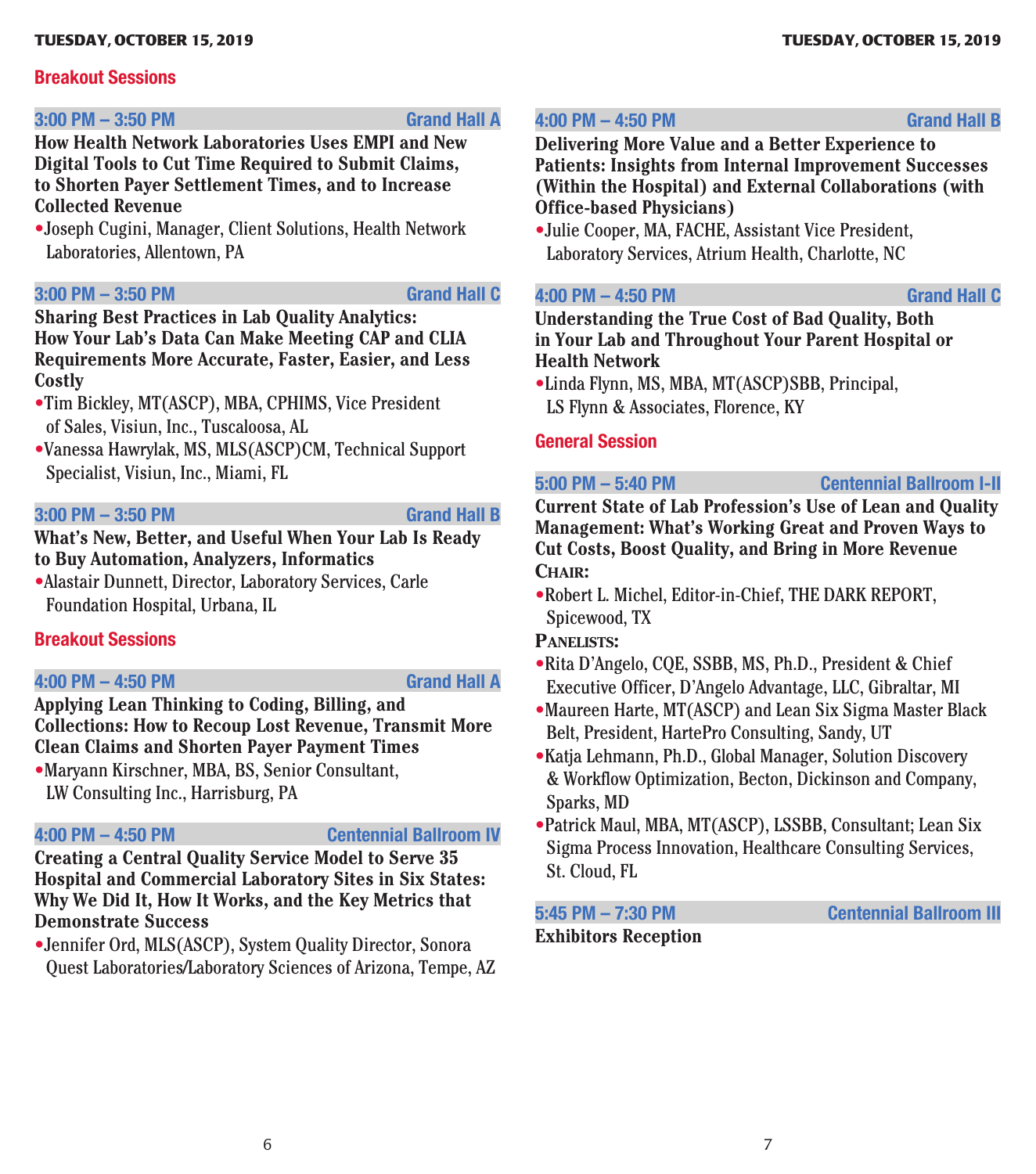## Breakout Sessions

**3:00 PM – 3:50 PM — Grand Hall A**

**How Health Network Laboratories Uses EMPI and New Digital Tools to Cut Time Required to Submit Claims, to Shorten Payer Settlement Times, and to Increase Collected Revenue**

- Joseph Cugini, Manager, Client Solutions, Health Network Laboratories, Allentown, PA

**3:00 PM – 3:50 PM — Grand Hall C**

**Sharing Best Practices in Lab Quality Analytics: How Your Lab's Data Can Make Meeting CAP and CLIA Requirements More Accurate, Faster, Easier, and Less Costly**

- Tim Bickley, MT(ASCP), MBA, CPHIMS, Vice President of Sales, Visiun, Inc., Tuscaloosa, AL
- Vanessa Hawrylak, MS, MLS(ASCP)CM, Technical Support Specialist, Visiun, Inc., Miami, FL

**3:00 PM – 3:50 PM — Grand Hall B**

**What's New, Better, and Useful When Your Lab Is Ready to Buy Automation, Analyzers, Informatics**

- Alastair Dunnett, Director, Laboratory Services, Carle Foundation Hospital, Urbana, IL

## Breakout Sessions

**4:00 PM – 4:50 PM — Grand Hall A**

**Applying Lean Thinking to Coding, Billing, and Collections: How to Recoup Lost Revenue, Transmit More Clean Claims and Shorten Payer Payment Times**

- Maryann Kirschner, MBA, BS, Senior Consultant, LW Consulting Inc., Harrisburg, PA

**4:00 PM – 4:50 PM — Centennial Ballroom IV**

**Creating a Central Quality Service Model to Serve 35 Hospital and Commercial Laboratory Sites in Six States: Why We Did It, How It Works, and the Key Metrics that Demonstrate Success**

- Jennifer Ord, MLS(ASCP), System Quality Director, Sonora Quest Laboratories/Laboratory Sciences of Arizona, Tempe, AZ

**4:00 PM – 4:50 PM — Grand Hall B**

**Delivering More Value and a Better Experience to Patients: Insights from Internal Improvement Successes (Within the Hospital) and External Collaborations (with Office-based Physicians)**

- Julie Cooper, MA, FACHE, Assistant Vice President, Laboratory Services, Atrium Health, Charlotte, NC

**4:00 PM – 4:50 PM — Grand Hall C**

**Understanding the True Cost of Bad Quality, Both in Your Lab and Throughout Your Parent Hospital or Health Network**

- Linda Flynn, MS, MBA, MT(ASCP)SBB, Principal, LS Flynn & Associates, Florence, KY

## General Session

**5:00 PM – 5:40 PM — Centennial Ballroom I-II**

**Current State of Lab Profession's Use of Lean and Quality Management: What's Working Great and Proven Ways to Cut Costs, Boost Quality, and Bring in More Revenue**

**Chair:**

- Robert L. Michel, Editor-in-Chief, THE DARK REPORT, Spicewood, TX

**Panelists:**

- Rita D'Angelo, CQE, SSBB, MS, Ph.D., President & Chief Executive Officer, D'Angelo Advantage, LLC, Gibraltar, MI
- Maureen Harte, MT(ASCP) and Lean Six Sigma Master Black Belt, President, HartePro Consulting, Sandy, UT
- Katja Lehmann, Ph.D., Global Manager, Solution Discovery & Workflow Optimization, Becton, Dickinson and Company, Sparks, MD
- Patrick Maul, MBA, MT(ASCP), LSSBB, Consultant; Lean Six Sigma Process Innovation, Healthcare Consulting Services, St. Cloud, FL

**5:45 PM – 7:30 PM — Centennial Ballroom III**

**Exhibitors Reception**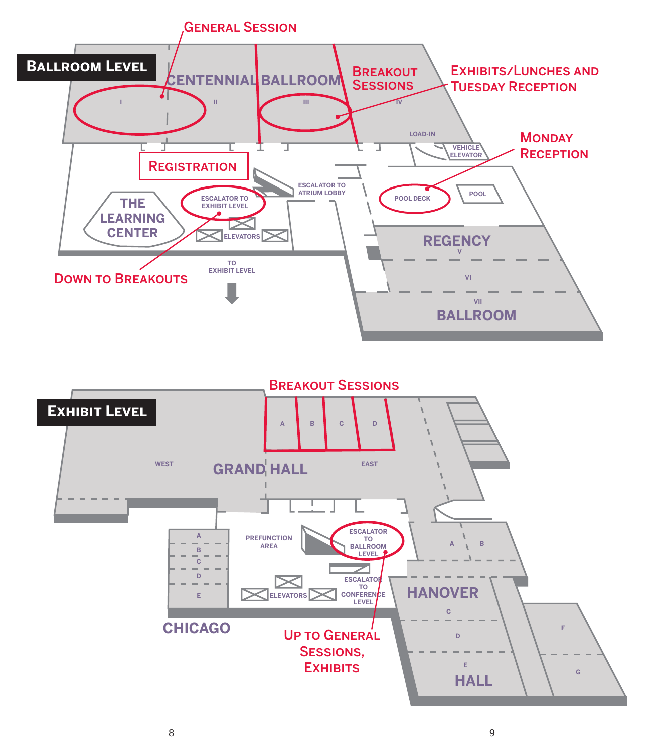## Ballroom Level

General Session

Centennial Ballroom

I II III IV

Breakout Sessions

Exhibits/Lunches and Tuesday Reception

Load-In

Vehicle Elevator

Monday Reception

Registration

Escalator to Atrium Lobby

The Learning Center

Escalator to Exhibit Level

Elevators

Pool Deck

Pool

Regency

V

VI

VII

Ballroom

Down to Breakouts

To Exhibit Level

## Exhibit Level

Breakout Sessions

A B C D

West

Grand Hall

East

Prefunction Area

Escalator to Ballroom Level

A B C D E

Chicago

Elevators

Escalator to Conference Level

A B

Hanover

C D E

Hall

F G

Up to General Sessions, Exhibits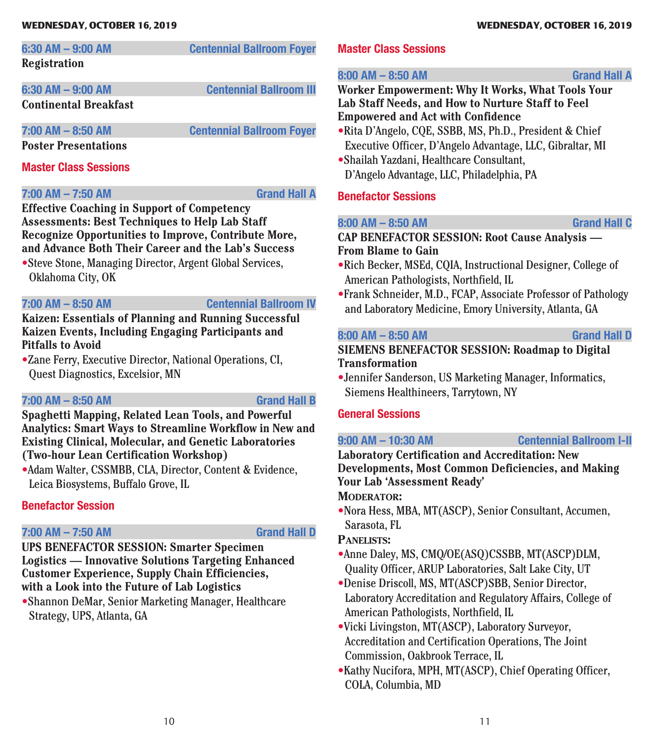## WEDNESDAY, OCTOBER 16, 2019

**6:30 AM – 9:00 AM** — Centennial Ballroom Foyer
**Registration**

**6:30 AM – 9:00 AM** — Centennial Ballroom III
**Continental Breakfast**

**7:00 AM – 8:50 AM** — Centennial Ballroom Foyer
**Poster Presentations**

### Master Class Sessions

**7:00 AM – 7:50 AM** — Grand Hall A
**Effective Coaching in Support of Competency Assessments: Best Techniques to Help Lab Staff Recognize Opportunities to Improve, Contribute More, and Advance Both Their Career and the Lab's Success**
- Steve Stone, Managing Director, Argent Global Services, Oklahoma City, OK

**7:00 AM – 8:50 AM** — Centennial Ballroom IV
**Kaizen: Essentials of Planning and Running Successful Kaizen Events, Including Engaging Participants and Pitfalls to Avoid**
- Zane Ferry, Executive Director, National Operations, CI, Quest Diagnostics, Excelsior, MN

**7:00 AM – 8:50 AM** — Grand Hall B
**Spaghetti Mapping, Related Lean Tools, and Powerful Analytics: Smart Ways to Streamline Workflow in New and Existing Clinical, Molecular, and Genetic Laboratories (Two-hour Lean Certification Workshop)**
- Adam Walter, CSSMBB, CLA, Director, Content & Evidence, Leica Biosystems, Buffalo Grove, IL

### Benefactor Session

**7:00 AM – 7:50 AM** — Grand Hall D
**UPS BENEFACTOR SESSION: Smarter Specimen Logistics — Innovative Solutions Targeting Enhanced Customer Experience, Supply Chain Efficiencies, with a Look into the Future of Lab Logistics**
- Shannon DeMar, Senior Marketing Manager, Healthcare Strategy, UPS, Atlanta, GA

### Master Class Sessions

**8:00 AM – 8:50 AM** — Grand Hall A
**Worker Empowerment: Why It Works, What Tools Your Lab Staff Needs, and How to Nurture Staff to Feel Empowered and Act with Confidence**
- Rita D'Angelo, CQE, SSBB, MS, Ph.D., President & Chief Executive Officer, D'Angelo Advantage, LLC, Gibraltar, MI
- Shailah Yazdani, Healthcare Consultant, D'Angelo Advantage, LLC, Philadelphia, PA

### Benefactor Sessions

**8:00 AM – 8:50 AM** — Grand Hall C
**CAP BENEFACTOR SESSION: Root Cause Analysis — From Blame to Gain**
- Rich Becker, MSEd, CQIA, Instructional Designer, College of American Pathologists, Northfield, IL
- Frank Schneider, M.D., FCAP, Associate Professor of Pathology and Laboratory Medicine, Emory University, Atlanta, GA

**8:00 AM – 8:50 AM** — Grand Hall D
**SIEMENS BENEFACTOR SESSION: Roadmap to Digital Transformation**
- Jennifer Sanderson, US Marketing Manager, Informatics, Siemens Healthineers, Tarrytown, NY

### General Sessions

**9:00 AM – 10:30 AM** — Centennial Ballroom I-II
**Laboratory Certification and Accreditation: New Developments, Most Common Deficiencies, and Making Your Lab 'Assessment Ready'**

**MODERATOR:**
- Nora Hess, MBA, MT(ASCP), Senior Consultant, Accumen, Sarasota, FL

**PANELISTS:**
- Anne Daley, MS, CMQ/OE(ASQ)CSSBB, MT(ASCP)DLM, Quality Officer, ARUP Laboratories, Salt Lake City, UT
- Denise Driscoll, MS, MT(ASCP)SBB, Senior Director, Laboratory Accreditation and Regulatory Affairs, College of American Pathologists, Northfield, IL
- Vicki Livingston, MT(ASCP), Laboratory Surveyor, Accreditation and Certification Operations, The Joint Commission, Oakbrook Terrace, IL
- Kathy Nucifora, MPH, MT(ASCP), Chief Operating Officer, COLA, Columbia, MD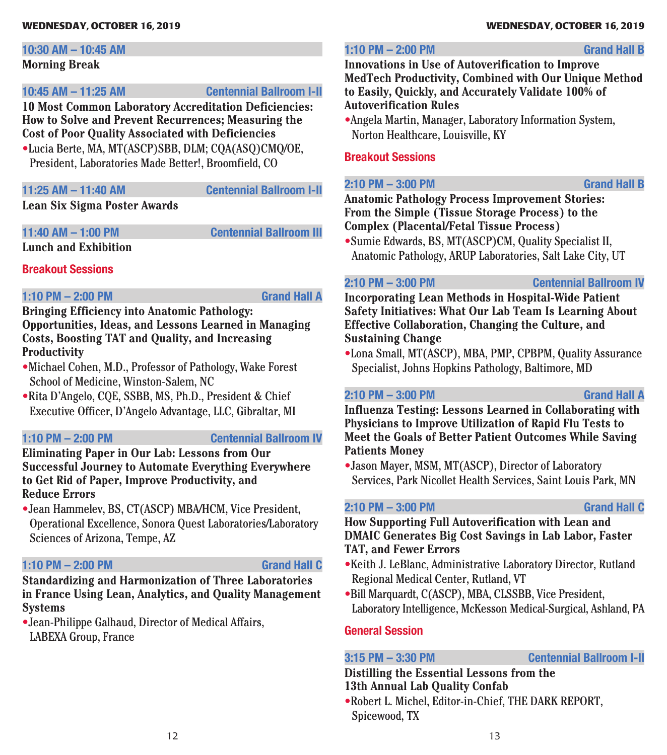### 10:30 AM – 10:45 AM

**Morning Break**

### 10:45 AM – 11:25 AM — Centennial Ballroom I-II

**10 Most Common Laboratory Accreditation Deficiencies: How to Solve and Prevent Recurrences; Measuring the Cost of Poor Quality Associated with Deficiencies**

- Lucia Berte, MA, MT(ASCP)SBB, DLM; CQA(ASQ)CMQ/OE, President, Laboratories Made Better!, Broomfield, CO

### 11:25 AM – 11:40 AM — Centennial Ballroom I-II

**Lean Six Sigma Poster Awards**

### 11:40 AM – 1:00 PM — Centennial Ballroom III

**Lunch and Exhibition**

## Breakout Sessions

### 1:10 PM – 2:00 PM — Grand Hall A

**Bringing Efficiency into Anatomic Pathology: Opportunities, Ideas, and Lessons Learned in Managing Costs, Boosting TAT and Quality, and Increasing Productivity**

- Michael Cohen, M.D., Professor of Pathology, Wake Forest School of Medicine, Winston-Salem, NC
- Rita D'Angelo, CQE, SSBB, MS, Ph.D., President & Chief Executive Officer, D'Angelo Advantage, LLC, Gibraltar, MI

### 1:10 PM – 2:00 PM — Centennial Ballroom IV

**Eliminating Paper in Our Lab: Lessons from Our Successful Journey to Automate Everything Everywhere to Get Rid of Paper, Improve Productivity, and Reduce Errors**

- Jean Hammelev, BS, CT(ASCP) MBA/HCM, Vice President, Operational Excellence, Sonora Quest Laboratories/Laboratory Sciences of Arizona, Tempe, AZ

### 1:10 PM – 2:00 PM — Grand Hall C

**Standardizing and Harmonization of Three Laboratories in France Using Lean, Analytics, and Quality Management Systems**

- Jean-Philippe Galhaud, Director of Medical Affairs, LABEXA Group, France

### 1:10 PM – 2:00 PM — Grand Hall B

**Innovations in Use of Autoverification to Improve MedTech Productivity, Combined with Our Unique Method to Easily, Quickly, and Accurately Validate 100% of Autoverification Rules**

- Angela Martin, Manager, Laboratory Information System, Norton Healthcare, Louisville, KY

## Breakout Sessions

### 2:10 PM – 3:00 PM — Grand Hall B

**Anatomic Pathology Process Improvement Stories: From the Simple (Tissue Storage Process) to the Complex (Placental/Fetal Tissue Process)**

- Sumie Edwards, BS, MT(ASCP)CM, Quality Specialist II, Anatomic Pathology, ARUP Laboratories, Salt Lake City, UT

### 2:10 PM – 3:00 PM — Centennial Ballroom IV

**Incorporating Lean Methods in Hospital-Wide Patient Safety Initiatives: What Our Lab Team Is Learning About Effective Collaboration, Changing the Culture, and Sustaining Change**

- Lona Small, MT(ASCP), MBA, PMP, CPBPM, Quality Assurance Specialist, Johns Hopkins Pathology, Baltimore, MD

### 2:10 PM – 3:00 PM — Grand Hall A

**Influenza Testing: Lessons Learned in Collaborating with Physicians to Improve Utilization of Rapid Flu Tests to Meet the Goals of Better Patient Outcomes While Saving Patients Money**

- Jason Mayer, MSM, MT(ASCP), Director of Laboratory Services, Park Nicollet Health Services, Saint Louis Park, MN

### 2:10 PM – 3:00 PM — Grand Hall C

**How Supporting Full Autoverification with Lean and DMAIC Generates Big Cost Savings in Lab Labor, Faster TAT, and Fewer Errors**

- Keith J. LeBlanc, Administrative Laboratory Director, Rutland Regional Medical Center, Rutland, VT
- Bill Marquardt, C(ASCP), MBA, CLSSBB, Vice President, Laboratory Intelligence, McKesson Medical-Surgical, Ashland, PA

## General Session

### 3:15 PM – 3:30 PM — Centennial Ballroom I-II

**Distilling the Essential Lessons from the 13th Annual Lab Quality Confab**

- Robert L. Michel, Editor-in-Chief, THE DARK REPORT, Spicewood, TX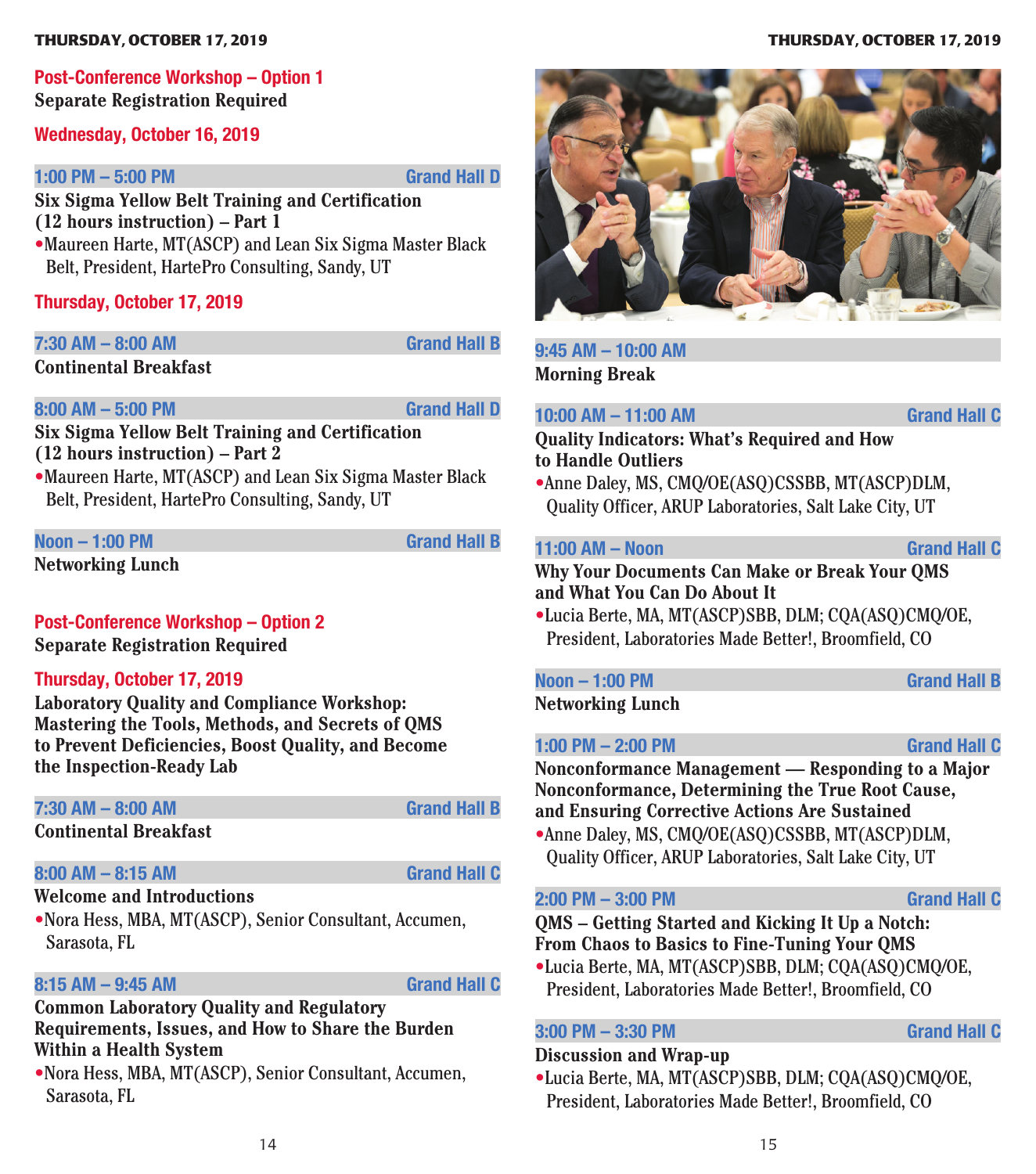## Post-Conference Workshop – Option 1

**Separate Registration Required**

### Wednesday, October 16, 2019

**1:00 PM – 5:00 PM** — Grand Hall D

**Six Sigma Yellow Belt Training and Certification (12 hours instruction) – Part 1**

- Maureen Harte, MT(ASCP) and Lean Six Sigma Master Black Belt, President, HartePro Consulting, Sandy, UT

### Thursday, October 17, 2019

**7:30 AM – 8:00 AM** — Grand Hall B

**Continental Breakfast**

**8:00 AM – 5:00 PM** — Grand Hall D

**Six Sigma Yellow Belt Training and Certification (12 hours instruction) – Part 2**

- Maureen Harte, MT(ASCP) and Lean Six Sigma Master Black Belt, President, HartePro Consulting, Sandy, UT

**Noon – 1:00 PM** — Grand Hall B

**Networking Lunch**

## Post-Conference Workshop – Option 2

**Separate Registration Required**

### Thursday, October 17, 2019

**Laboratory Quality and Compliance Workshop: Mastering the Tools, Methods, and Secrets of QMS to Prevent Deficiencies, Boost Quality, and Become the Inspection-Ready Lab**

**7:30 AM – 8:00 AM** — Grand Hall B

**Continental Breakfast**

**8:00 AM – 8:15 AM** — Grand Hall C

**Welcome and Introductions**

- Nora Hess, MBA, MT(ASCP), Senior Consultant, Accumen, Sarasota, FL

**8:15 AM – 9:45 AM** — Grand Hall C

**Common Laboratory Quality and Regulatory Requirements, Issues, and How to Share the Burden Within a Health System**

- Nora Hess, MBA, MT(ASCP), Senior Consultant, Accumen, Sarasota, FL

**9:45 AM – 10:00 AM**

**Morning Break**

**10:00 AM – 11:00 AM** — Grand Hall C

**Quality Indicators: What's Required and How to Handle Outliers**

- Anne Daley, MS, CMQ/OE(ASQ)CSSBB, MT(ASCP)DLM, Quality Officer, ARUP Laboratories, Salt Lake City, UT

**11:00 AM – Noon** — Grand Hall C

**Why Your Documents Can Make or Break Your QMS and What You Can Do About It**

- Lucia Berte, MA, MT(ASCP)SBB, DLM; CQA(ASQ)CMQ/OE, President, Laboratories Made Better!, Broomfield, CO

**Noon – 1:00 PM** — Grand Hall B

**Networking Lunch**

**1:00 PM – 2:00 PM** — Grand Hall C

**Nonconformance Management — Responding to a Major Nonconformance, Determining the True Root Cause, and Ensuring Corrective Actions Are Sustained**

- Anne Daley, MS, CMQ/OE(ASQ)CSSBB, MT(ASCP)DLM, Quality Officer, ARUP Laboratories, Salt Lake City, UT

**2:00 PM – 3:00 PM** — Grand Hall C

**QMS – Getting Started and Kicking It Up a Notch: From Chaos to Basics to Fine-Tuning Your QMS**

- Lucia Berte, MA, MT(ASCP)SBB, DLM; CQA(ASQ)CMQ/OE, President, Laboratories Made Better!, Broomfield, CO

**3:00 PM – 3:30 PM** — Grand Hall C

**Discussion and Wrap-up**

- Lucia Berte, MA, MT(ASCP)SBB, DLM; CQA(ASQ)CMQ/OE, President, Laboratories Made Better!, Broomfield, CO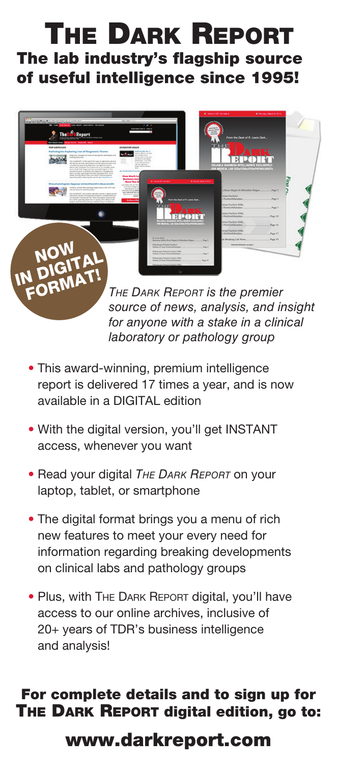# THE DARK REPORT

## The lab industry's flagship source of useful intelligence since 1995!

NOW IN DIGITAL FORMAT!

*THE DARK REPORT is the premier source of news, analysis, and insight for anyone with a stake in a clinical laboratory or pathology group*

- This award-winning, premium intelligence report is delivered 17 times a year, and is now available in a DIGITAL edition
- With the digital version, you'll get INSTANT access, whenever you want
- Read your digital *THE DARK REPORT* on your laptop, tablet, or smartphone
- The digital format brings you a menu of rich new features to meet your every need for information regarding breaking developments on clinical labs and pathology groups
- Plus, with THE DARK REPORT digital, you'll have access to our online archives, inclusive of 20+ years of TDR's business intelligence and analysis!

**For complete details and to sign up for THE DARK REPORT digital edition, go to:**

## www.darkreport.com